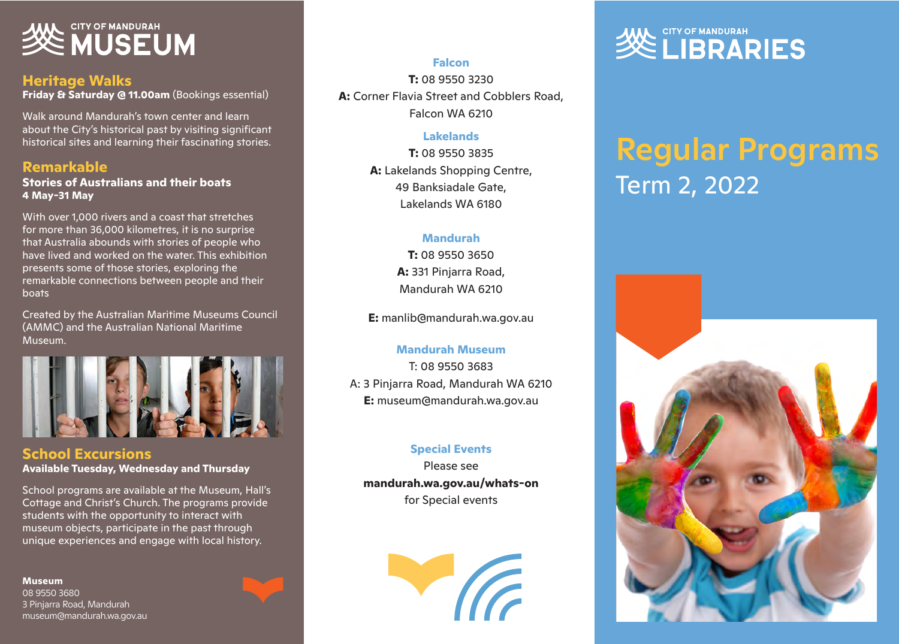# CITY OF MANDURAH MUSEUM

## Heritage Walks

**Friday & Saturday @ 11.00am** (Bookings essential)

Walk around Mandurah's town center and learn about the City's historical past by visiting significant historical sites and learning their fascinating stories.

## Remarkable

**Stories of Australians and their boats**
**4 May-31 May**

With over 1,000 rivers and a coast that stretches for more than 36,000 kilometres, it is no surprise that Australia abounds with stories of people who have lived and worked on the water. This exhibition presents some of those stories, exploring the remarkable connections between people and their boats

Created by the Australian Maritime Museums Council (AMMC) and the Australian National Maritime Museum.

## School Excursions

**Available Tuesday, Wednesday and Thursday**

School programs are available at the Museum, Hall's Cottage and Christ's Church. The programs provide students with the opportunity to interact with museum objects, participate in the past through unique experiences and engage with local history.

**Museum**
08 9550 3680
3 Pinjarra Road, Mandurah
museum@mandurah.wa.gov.au

### Falcon

**T:** 08 9550 3230
**A:** Corner Flavia Street and Cobblers Road, Falcon WA 6210

### Lakelands

**T:** 08 9550 3835
**A:** Lakelands Shopping Centre, 49 Banksiadale Gate, Lakelands WA 6180

### Mandurah

**T:** 08 9550 3650
**A:** 331 Pinjarra Road, Mandurah WA 6210

**E:** manlib@mandurah.wa.gov.au

### Mandurah Museum

T: 08 9550 3683
A: 3 Pinjarra Road, Mandurah WA 6210
**E:** museum@mandurah.wa.gov.au

### Special Events

Please see
**mandurah.wa.gov.au/whats-on**
for Special events

# CITY OF MANDURAH LIBRARIES

# Regular Programs

## Term 2, 2022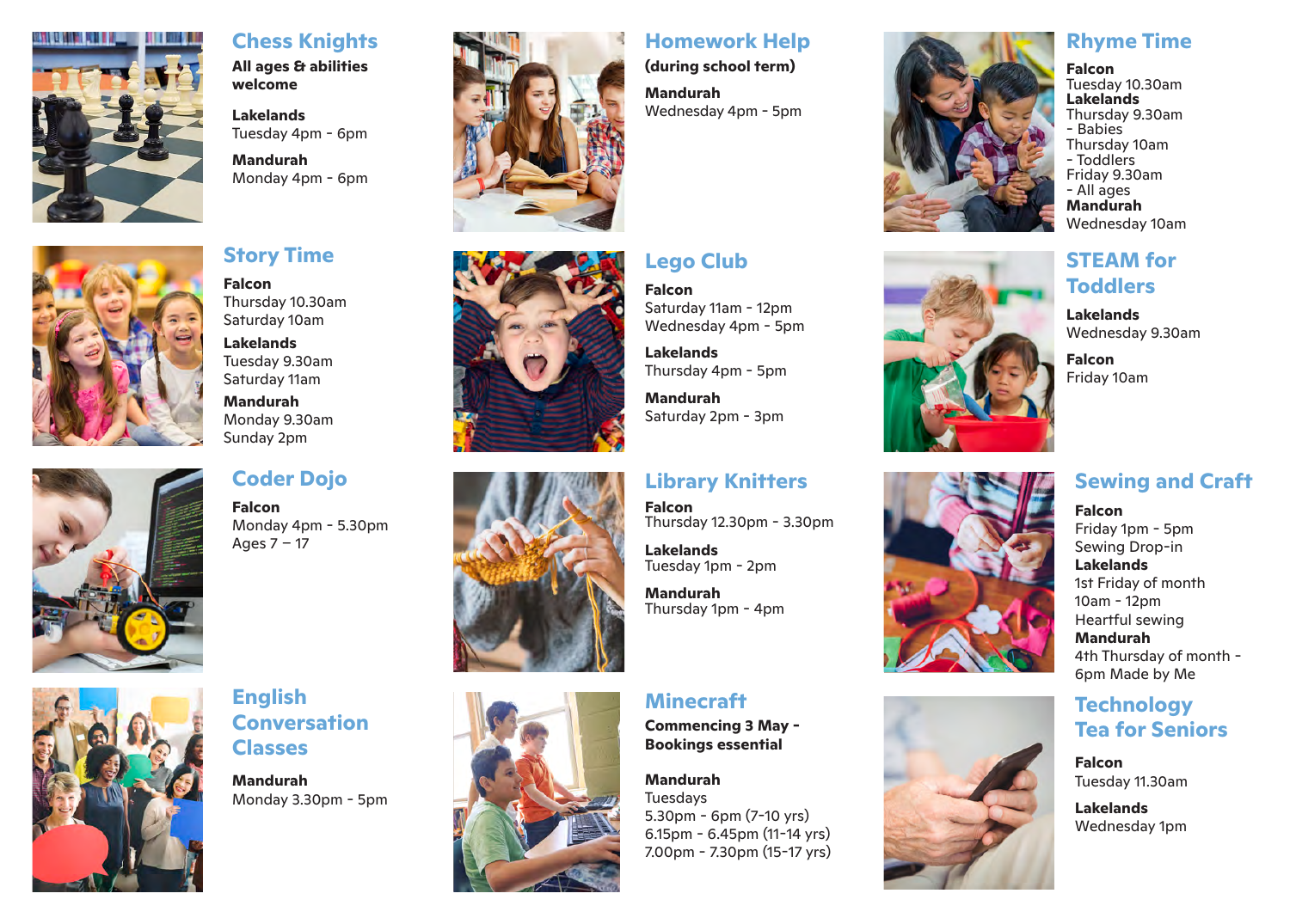## Chess Knights

**All ages & abilities welcome**

**Lakelands**
Tuesday 4pm - 6pm

**Mandurah**
Monday 4pm - 6pm

## Story Time

**Falcon**
Thursday 10.30am
Saturday 10am

**Lakelands**
Tuesday 9.30am
Saturday 11am

**Mandurah**
Monday 9.30am
Sunday 2pm

## Coder Dojo

**Falcon**
Monday 4pm - 5.30pm
Ages 7 – 17

## English Conversation Classes

**Mandurah**
Monday 3.30pm - 5pm

## Homework Help

**(during school term)**

**Mandurah**
Wednesday 4pm - 5pm

## Lego Club

**Falcon**
Saturday 11am - 12pm
Wednesday 4pm - 5pm

**Lakelands**
Thursday 4pm - 5pm

**Mandurah**
Saturday 2pm - 3pm

## Library Knitters

**Falcon**
Thursday 12.30pm - 3.30pm

**Lakelands**
Tuesday 1pm - 2pm

**Mandurah**
Thursday 1pm - 4pm

## Minecraft

**Commencing 3 May - Bookings essential**

**Mandurah**
Tuesdays
5.30pm - 6pm (7-10 yrs)
6.15pm - 6.45pm (11-14 yrs)
7.00pm - 7.30pm (15-17 yrs)

## Rhyme Time

**Falcon**
Tuesday 10.30am

**Lakelands**
Thursday 9.30am
- Babies
Thursday 10am
- Toddlers
Friday 9.30am
- All ages

**Mandurah**
Wednesday 10am

## STEAM for Toddlers

**Lakelands**
Wednesday 9.30am

**Falcon**
Friday 10am

## Sewing and Craft

**Falcon**
Friday 1pm - 5pm
Sewing Drop-in

**Lakelands**
1st Friday of month
10am - 12pm
Heartful sewing

**Mandurah**
4th Thursday of month - 6pm Made by Me

## Technology Tea for Seniors

**Falcon**
Tuesday 11.30am

**Lakelands**
Wednesday 1pm